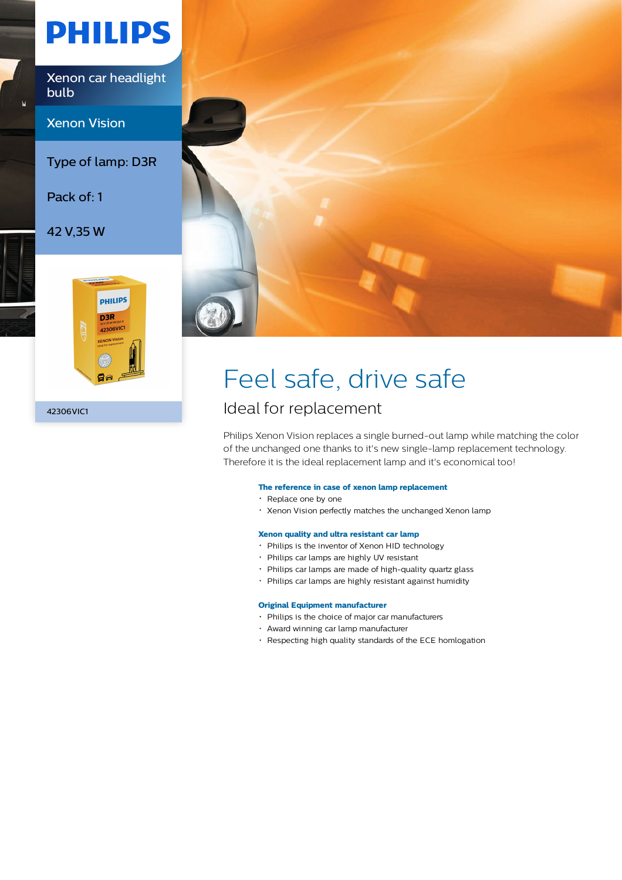# PHILIPS

Xenon car headlight bulb

Xenon Vision

Type of lamp: D3R

Pack of: 1

42 V,35 W

42306VIC1

# Feel safe, drive safe

## Ideal for replacement

Philips Xenon Vision replaces a single burned-out lamp while matching the color of the unchanged one thanks to it's new single-lamp replacement technology. Therefore it is the ideal replacement lamp and it's economical too!

**The reference in case of xenon lamp replacement**

- Replace one by one
- Xenon Vision perfectly matches the unchanged Xenon lamp

**Xenon quality and ultra resistant car lamp**

- Philips is the inventor of Xenon HID technology
- Philips car lamps are highly UV resistant
- Philips car lamps are made of high-quality quartz glass
- Philips car lamps are highly resistant against humidity

**Original Equipment manufacturer**

- Philips is the choice of major car manufacturers
- Award winning car lamp manufacturer
- Respecting high quality standards of the ECE homlogation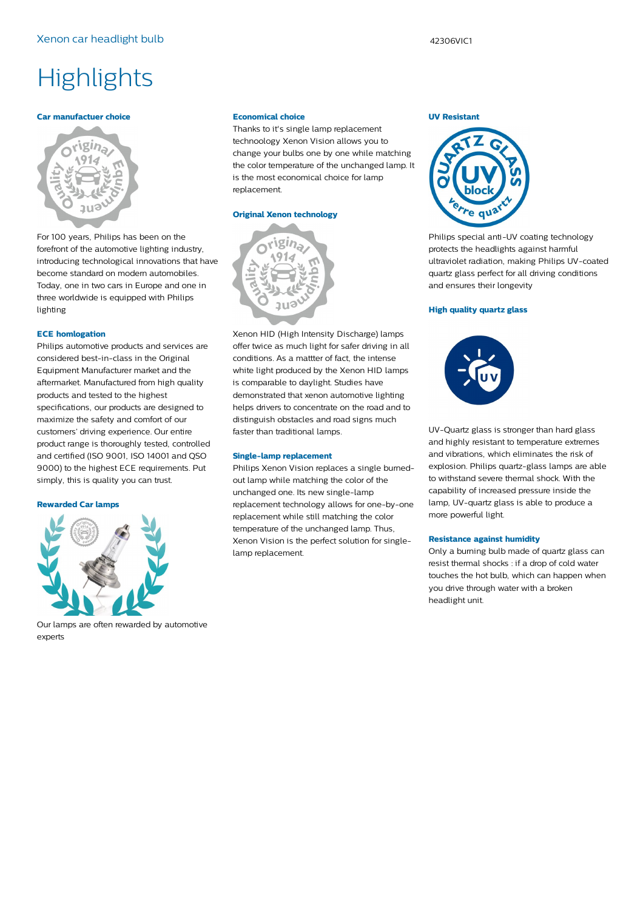# Highlights

### Car manufactuer choice

For 100 years, Philips has been on the forefront of the automotive lighting industry, introducing technological innovations that have become standard on modern automobiles. Today, one in two cars in Europe and one in three worldwide is equipped with Philips lighting

### ECE homlogation

Philips automotive products and services are considered best-in-class in the Original Equipment Manufacturer market and the aftermarket. Manufactured from high quality products and tested to the highest specifications, our products are designed to maximize the safety and comfort of our customers' driving experience. Our entire product range is thoroughly tested, controlled and certified (ISO 9001, ISO 14001 and QSO 9000) to the highest ECE requirements. Put simply, this is quality you can trust.

### Rewarded Car lamps

Our lamps are often rewarded by automotive experts

### Economical choice

Thanks to it's single lamp replacement technoology Xenon Vision allows you to change your bulbs one by one while matching the color temperature of the unchanged lamp. It is the most economical choice for lamp replacement.

### Original Xenon technology

Xenon HID (High Intensity Discharge) lamps offer twice as much light for safer driving in all conditions. As a mattter of fact, the intense white light produced by the Xenon HID lamps is comparable to daylight. Studies have demonstrated that xenon automotive lighting helps drivers to concentrate on the road and to distinguish obstacles and road signs much faster than traditional lamps.

### Single-lamp replacement

Philips Xenon Vision replaces a single burned-out lamp while matching the color of the unchanged one. Its new single-lamp replacement technology allows for one-by-one replacement while still matching the color temperature of the unchanged lamp. Thus, Xenon Vision is the perfect solution for single-lamp replacement.

### UV Resistant

Philips special anti-UV coating technology protects the headlights against harmful ultraviolet radiation, making Philips UV-coated quartz glass perfect for all driving conditions and ensures their longevity

### High quality quartz glass

UV-Quartz glass is stronger than hard glass and highly resistant to temperature extremes and vibrations, which eliminates the risk of explosion. Philips quartz-glass lamps are able to withstand severe thermal shock. With the capability of increased pressure inside the lamp, UV-quartz glass is able to produce a more powerful light.

### Resistance against humidity

Only a burning bulb made of quartz glass can resist thermal shocks : if a drop of cold water touches the hot bulb, which can happen when you drive through water with a broken headlight unit.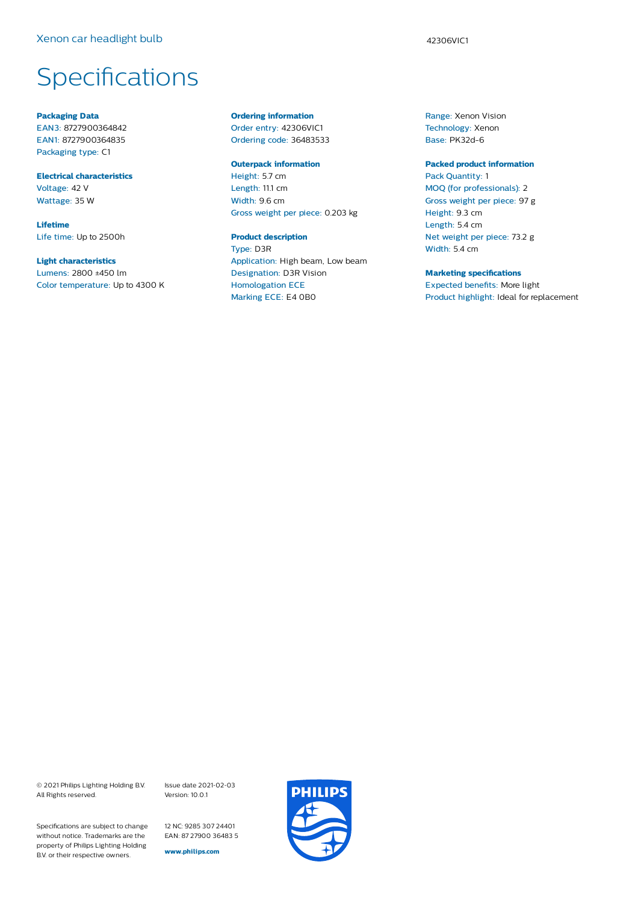# Specifications

### Packaging Data
EAN3: 8727900364842
EAN1: 8727900364835
Packaging type: C1

### Electrical characteristics
Voltage: 42 V
Wattage: 35 W

### Lifetime
Life time: Up to 2500h

### Light characteristics
Lumens: 2800 ±450 lm
Color temperature: Up to 4300 K

### Ordering information
Order entry: 42306VIC1
Ordering code: 36483533

### Outerpack information
Height: 5.7 cm
Length: 11.1 cm
Width: 9.6 cm
Gross weight per piece: 0.203 kg

### Product description
Type: D3R
Application: High beam, Low beam
Designation: D3R Vision
Homologation ECE
Marking ECE: E4 0B0

Range: Xenon Vision
Technology: Xenon
Base: PK32d-6

### Packed product information
Pack Quantity: 1
MOQ (for professionals): 2
Gross weight per piece: 97 g
Height: 9.3 cm
Length: 5.4 cm
Net weight per piece: 73.2 g
Width: 5.4 cm

### Marketing specifications
Expected benefits: More light
Product highlight: Ideal for replacement

© 2021 Philips Lighting Holding B.V.
All Rights reserved.

Specifications are subject to change without notice. Trademarks are the property of Philips Lighting Holding B.V. or their respective owners.

Issue date 2021-02-03
Version: 10.0.1

12 NC: 9285 307 24401
EAN: 87 27900 36483 5

www.philips.com